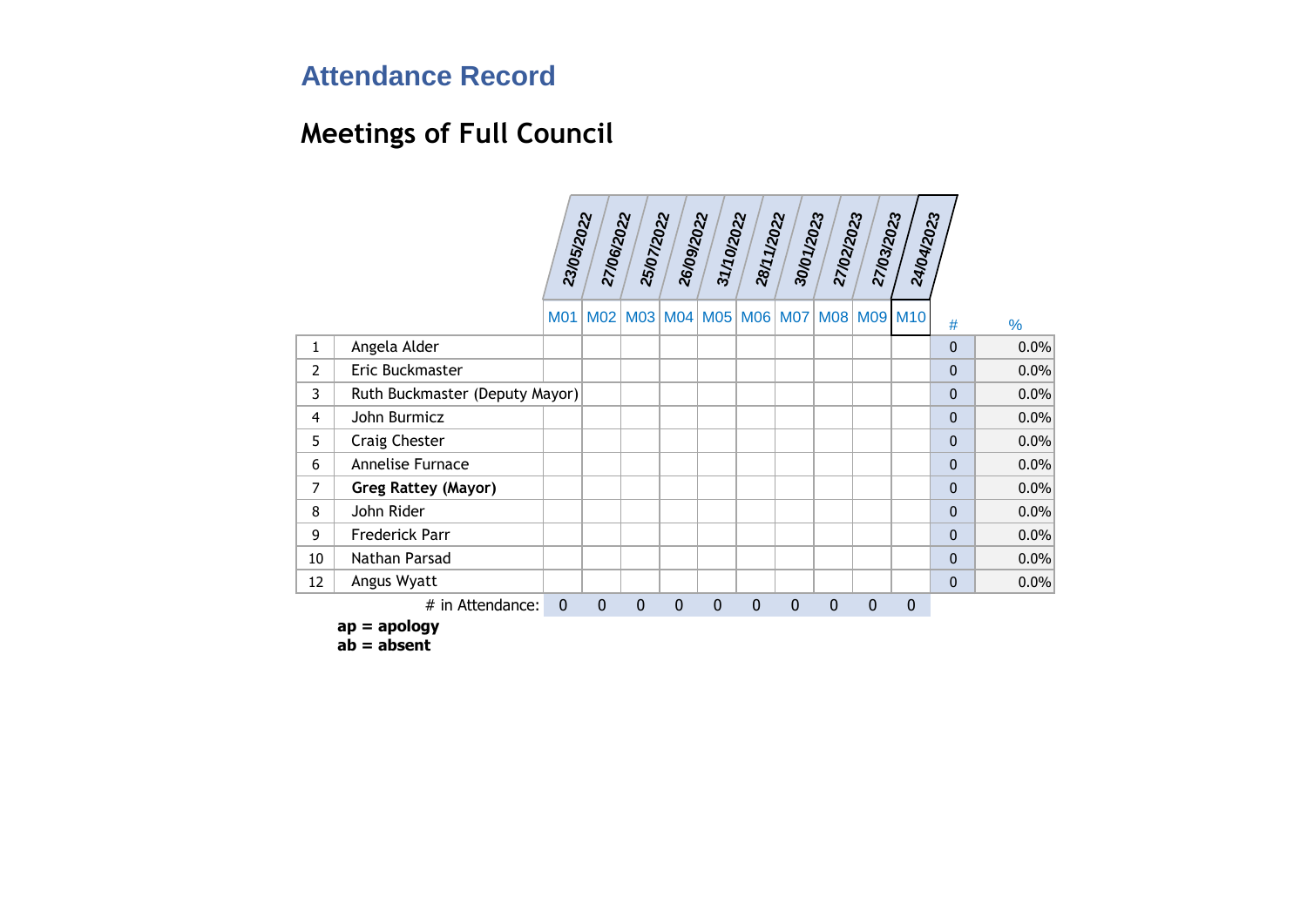# Attendance Record

## Meetings of Full Council

| | | 23/05/2022 | 27/06/2022 | 25/07/2022 | 26/09/2022 | 31/10/2022 | 28/11/2022 | 30/01/2023 | 27/02/2023 | 27/03/2023 | 24/04/2023 | | |
|---|---|---|---|---|---|---|---|---|---|---|---|---|---|
| | | M01 | M02 | M03 | M04 | M05 | M06 | M07 | M08 | M09 | M10 | # | % |
| 1 | Angela Alder | | | | | | | | | | | 0 | 0.0% |
| 2 | Eric Buckmaster | | | | | | | | | | | 0 | 0.0% |
| 3 | Ruth Buckmaster (Deputy Mayor) | | | | | | | | | | | 0 | 0.0% |
| 4 | John Burmicz | | | | | | | | | | | 0 | 0.0% |
| 5 | Craig Chester | | | | | | | | | | | 0 | 0.0% |
| 6 | Annelise Furnace | | | | | | | | | | | 0 | 0.0% |
| 7 | **Greg Rattey (Mayor)** | | | | | | | | | | | 0 | 0.0% |
| 8 | John Rider | | | | | | | | | | | 0 | 0.0% |
| 9 | Frederick Parr | | | | | | | | | | | 0 | 0.0% |
| 10 | Nathan Parsad | | | | | | | | | | | 0 | 0.0% |
| 12 | Angus Wyatt | | | | | | | | | | | 0 | 0.0% |
| | # in Attendance: | 0 | 0 | 0 | 0 | 0 | 0 | 0 | 0 | 0 | 0 | | |

**ap = apology**
**ab = absent**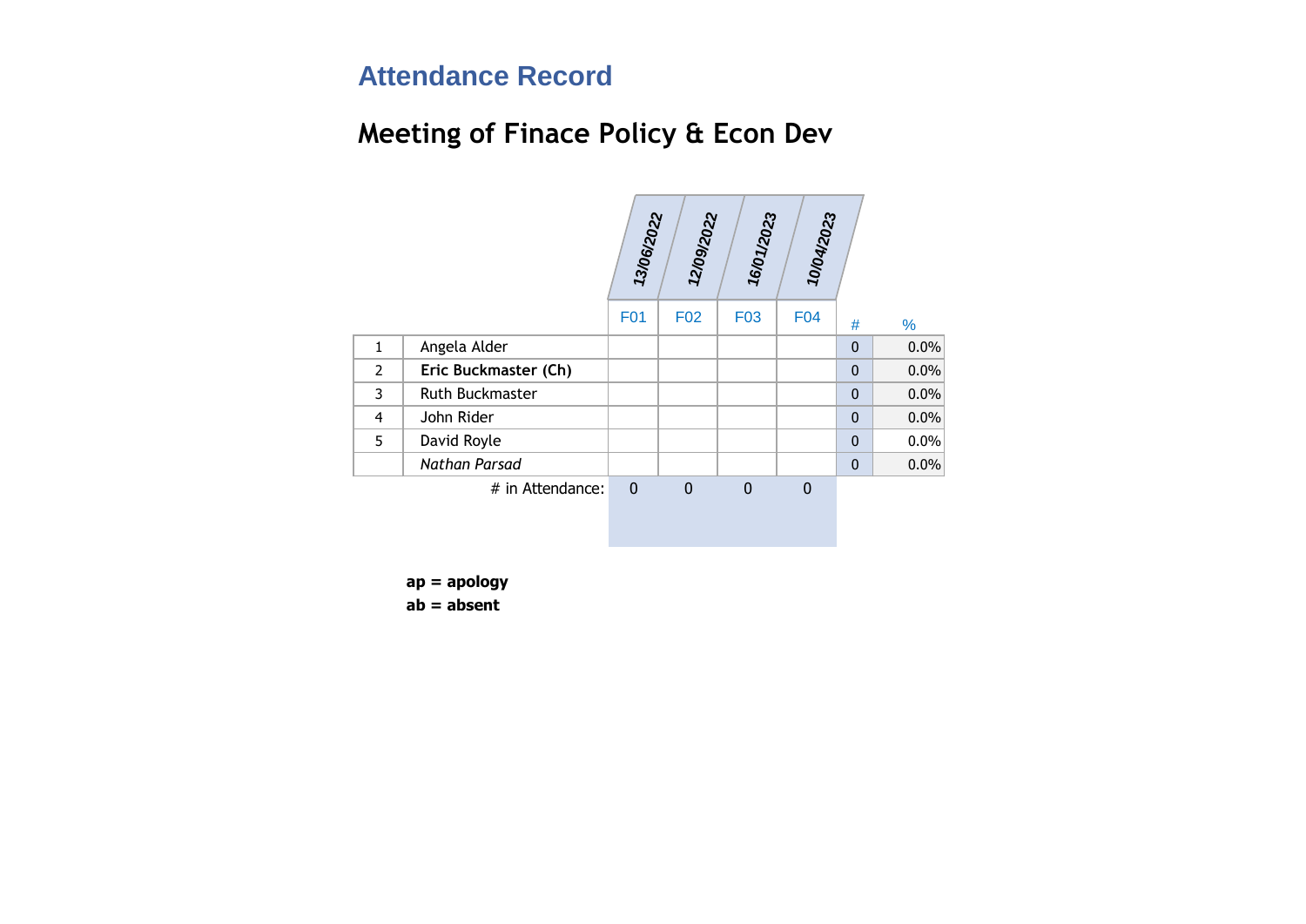## Attendance Record

# Meeting of Finace Policy & Econ Dev

| | | 13/06/2022 | 12/09/2022 | 16/01/2023 | 10/04/2023 | | |
|---|---|---|---|---|---|---|---|
| | | F01 | F02 | F03 | F04 | # | % |
| 1 | Angela Alder | | | | | 0 | 0.0% |
| 2 | **Eric Buckmaster (Ch)** | | | | | 0 | 0.0% |
| 3 | Ruth Buckmaster | | | | | 0 | 0.0% |
| 4 | John Rider | | | | | 0 | 0.0% |
| 5 | David Royle | | | | | 0 | 0.0% |
| | *Nathan Parsad* | | | | | 0 | 0.0% |
| | # in Attendance: | 0 | 0 | 0 | 0 | | |

**ap = apology**
**ab = absent**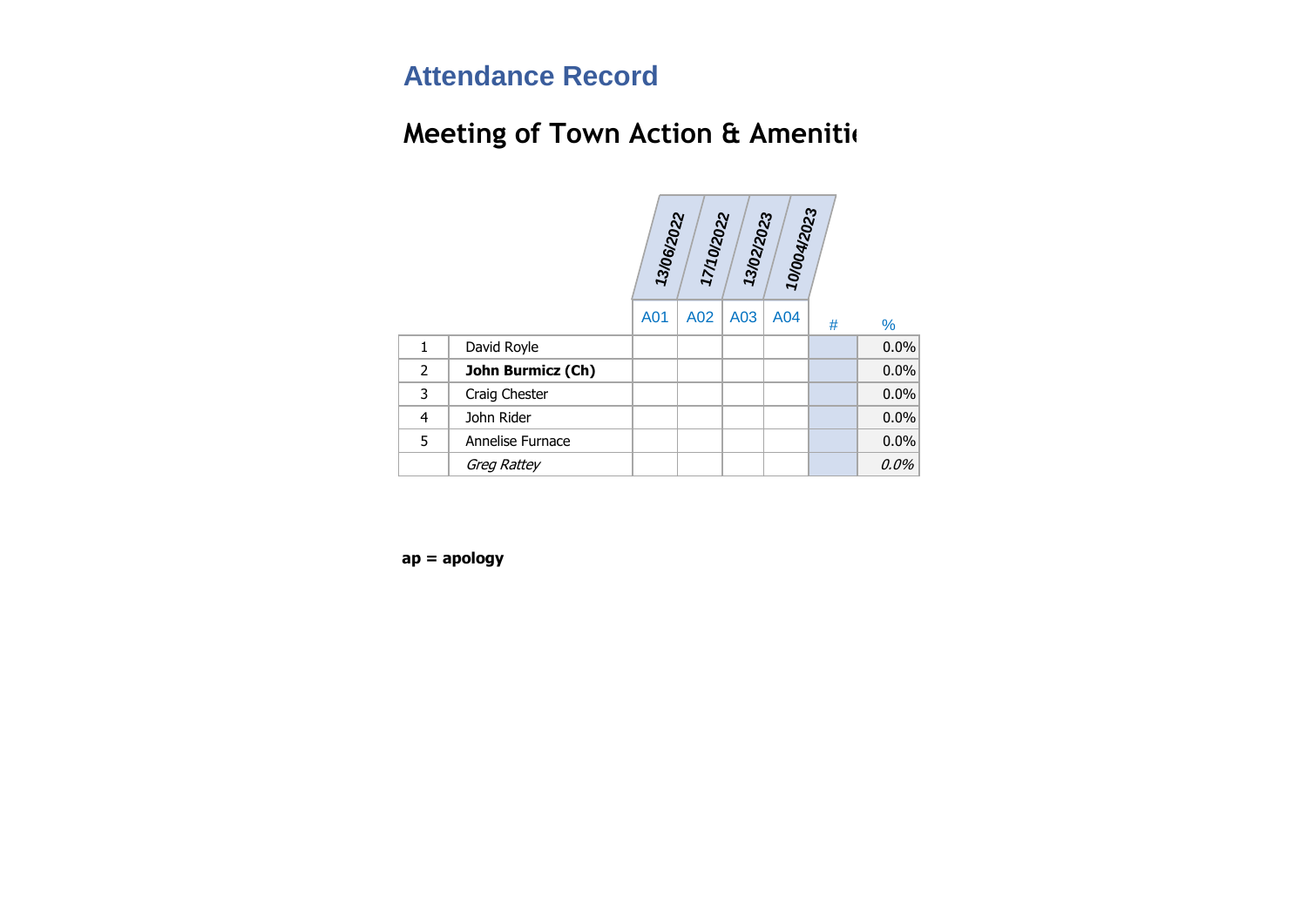# Attendance Record

## Meeting of Town Action & Ameniti

| | | 13/06/2022 | 17/10/2022 | 13/02/2023 | 10/004/2023 | | |
|---|---|---|---|---|---|---|---|
| | | A01 | A02 | A03 | A04 | # | % |
| 1 | David Royle | | | | | | 0.0% |
| 2 | **John Burmicz (Ch)** | | | | | | 0.0% |
| 3 | Craig Chester | | | | | | 0.0% |
| 4 | John Rider | | | | | | 0.0% |
| 5 | Annelise Furnace | | | | | | 0.0% |
| | *Greg Rattey* | | | | | | *0.0%* |

**ap = apology**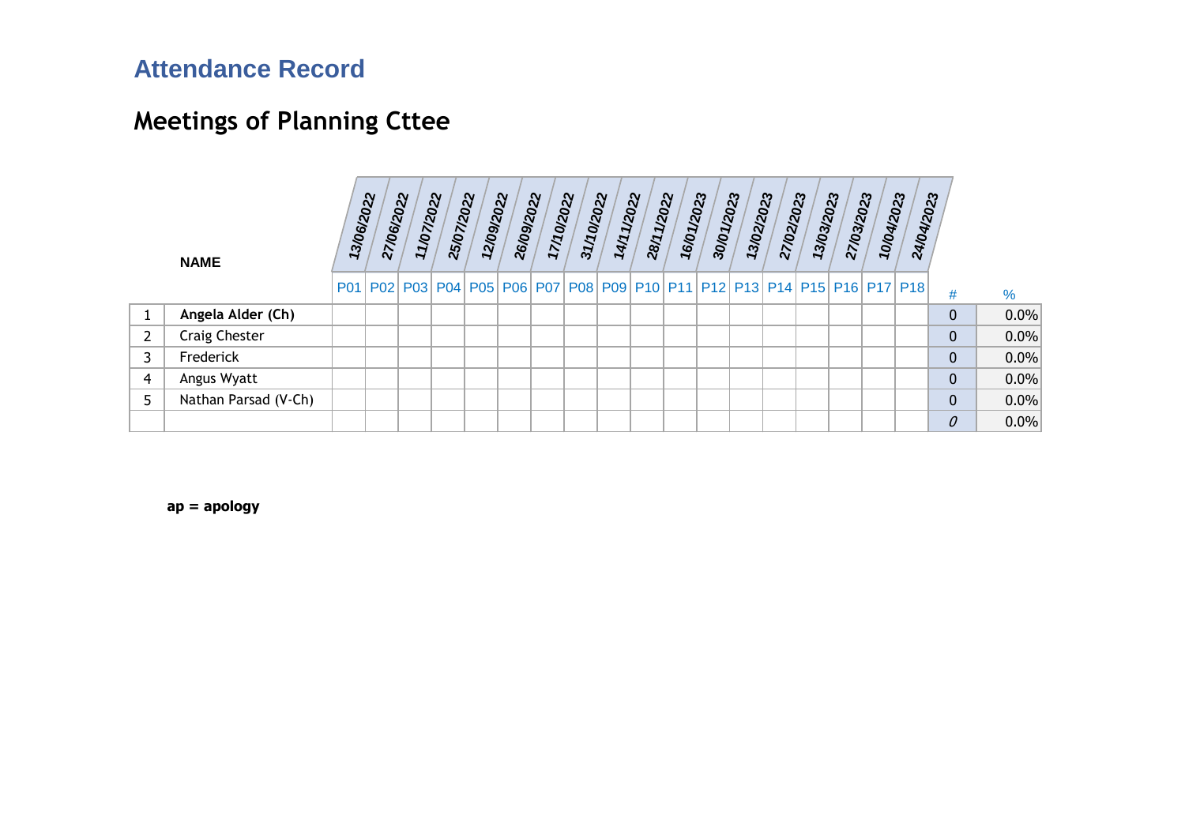## Attendance Record

# Meetings of Planning Cttee

| | NAME | 13/06/2022 | 27/06/2022 | 11/07/2022 | 25/07/2022 | 12/09/2022 | 26/09/2022 | 17/10/2022 | 31/10/2022 | 14/11/2022 | 28/11/2022 | 16/01/2023 | 30/01/2023 | 13/02/2023 | 27/02/2023 | 13/03/2023 | 27/03/2023 | 10/04/2023 | 24/04/2023 | | |
|---|---|---|---|---|---|---|---|---|---|---|---|---|---|---|---|---|---|---|---|---|---|
| | | P01 | P02 | P03 | P04 | P05 | P06 | P07 | P08 | P09 | P10 | P11 | P12 | P13 | P14 | P15 | P16 | P17 | P18 | # | % |
| 1 | **Angela Alder (Ch)** | | | | | | | | | | | | | | | | | | | 0 | 0.0% |
| 2 | Craig Chester | | | | | | | | | | | | | | | | | | | 0 | 0.0% |
| 3 | Frederick | | | | | | | | | | | | | | | | | | | 0 | 0.0% |
| 4 | Angus Wyatt | | | | | | | | | | | | | | | | | | | 0 | 0.0% |
| 5 | Nathan Parsad (V-Ch) | | | | | | | | | | | | | | | | | | | 0 | 0.0% |
| | | | | | | | | | | | | | | | | | | | | *0* | 0.0% |

**ap = apology**